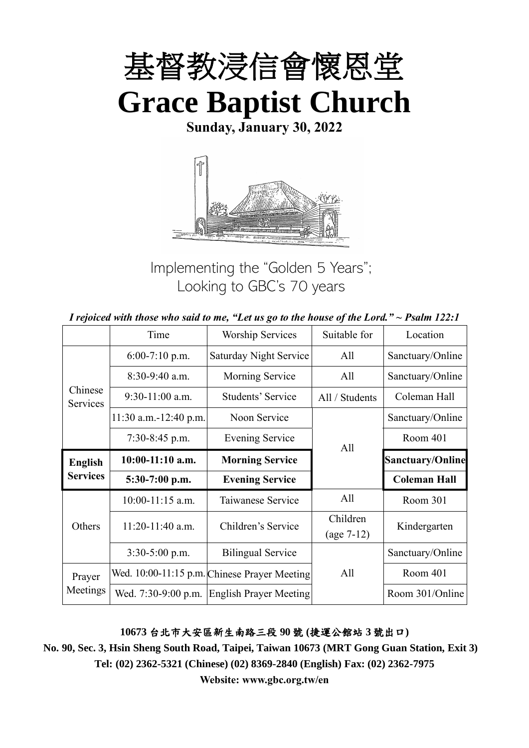# 基督教浸信會懷恩堂

# Grace Baptist Church

**Sunday, January 30, 2022**

Implementing the "Golden 5 Years"; Looking to GBC's 70 years

*I rejoiced with those who said to me, "Let us go to the house of the Lord." ~ Psalm 122:1*

| | Time | Worship Services | Suitable for | Location |
|---|---|---|---|---|
| Chinese Services | 6:00-7:10 p.m. | Saturday Night Service | All | Sanctuary/Online |
| | 8:30-9:40 a.m. | Morning Service | All | Sanctuary/Online |
| | 9:30-11:00 a.m. | Students' Service | All / Students | Coleman Hall |
| | 11:30 a.m.-12:40 p.m. | Noon Service | All | Sanctuary/Online |
| | 7:30-8:45 p.m. | Evening Service | | Room 401 |
| **English Services** | **10:00-11:10 a.m.** | **Morning Service** | | **Sanctuary/Online** |
| | **5:30-7:00 p.m.** | **Evening Service** | | **Coleman Hall** |
| Others | 10:00-11:15 a.m. | Taiwanese Service | All | Room 301 |
| | 11:20-11:40 a.m. | Children's Service | Children (age 7-12) | Kindergarten |
| | 3:30-5:00 p.m. | Bilingual Service | All | Sanctuary/Online |
| Prayer Meetings | Wed. 10:00-11:15 p.m. | Chinese Prayer Meeting | | Room 401 |
| | Wed. 7:30-9:00 p.m. | English Prayer Meeting | | Room 301/Online |

**10673 台北市大安區新生南路三段 90 號 (捷運公館站 3 號出口)**

**No. 90, Sec. 3, Hsin Sheng South Road, Taipei, Taiwan 10673 (MRT Gong Guan Station, Exit 3)**

**Tel: (02) 2362-5321 (Chinese) (02) 8369-2840 (English) Fax: (02) 2362-7975**

**Website: www.gbc.org.tw/en**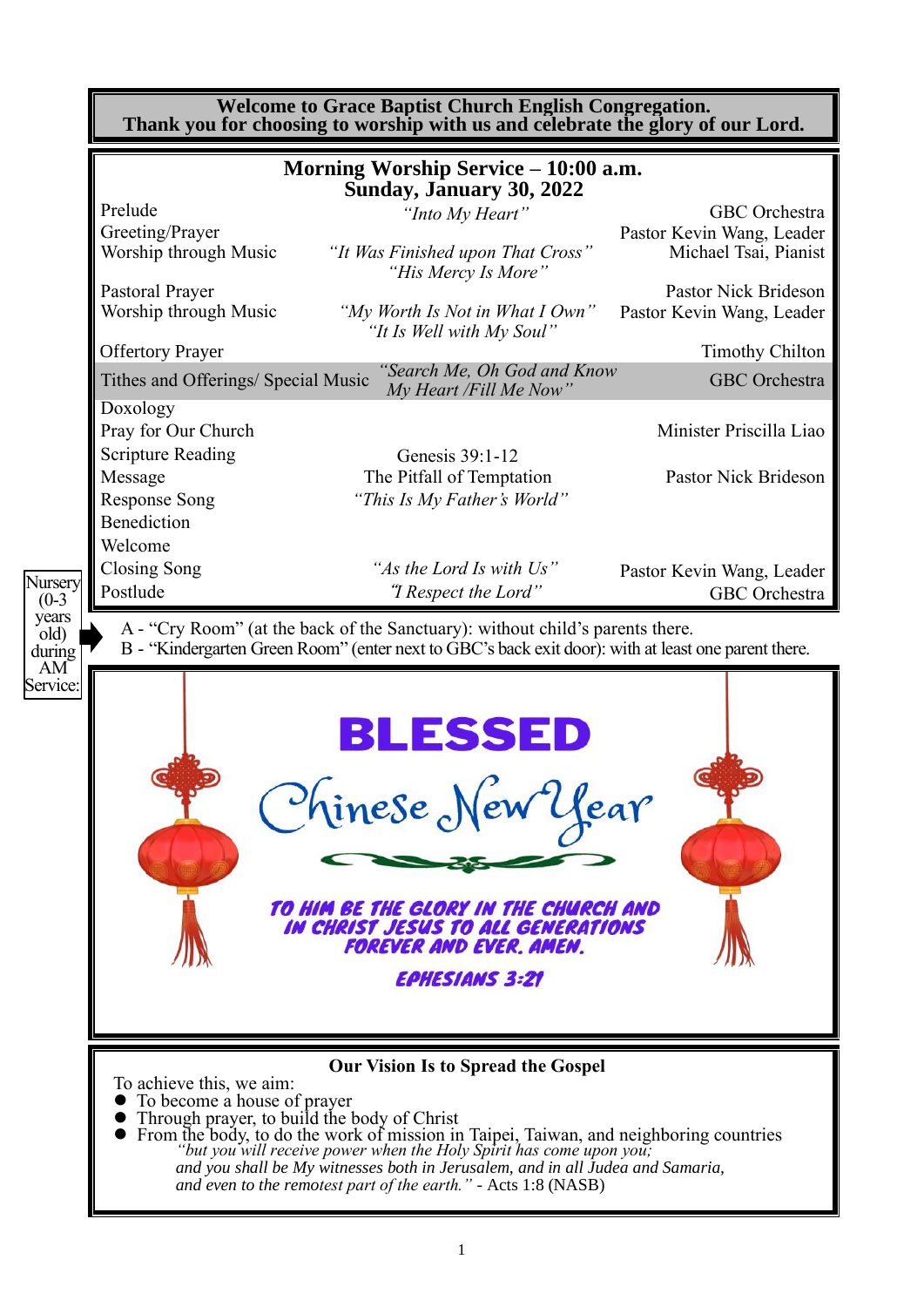**Welcome to Grace Baptist Church English Congregation.**
**Thank you for choosing to worship with us and celebrate the glory of our Lord.**

## Morning Worship Service – 10:00 a.m.
## Sunday, January 30, 2022

| | | |
|---|---|---|
| Prelude | *"Into My Heart"* | GBC Orchestra |
| Greeting/Prayer | | Pastor Kevin Wang, Leader |
| Worship through Music | *"It Was Finished upon That Cross"* *"His Mercy Is More"* | Michael Tsai, Pianist |
| Pastoral Prayer | | Pastor Nick Brideson |
| Worship through Music | *"My Worth Is Not in What I Own"* *"It Is Well with My Soul"* | Pastor Kevin Wang, Leader |
| Offertory Prayer | | Timothy Chilton |
| Tithes and Offerings/ Special Music | *"Search Me, Oh God and Know My Heart /Fill Me Now"* | GBC Orchestra |
| Doxology | | |
| Pray for Our Church | | Minister Priscilla Liao |
| Scripture Reading | Genesis 39:1-12 | |
| Message | The Pitfall of Temptation | Pastor Nick Brideson |
| Response Song | *"This Is My Father's World"* | |
| Benediction | | |
| Welcome | | |
| Closing Song | *"As the Lord Is with Us"* | Pastor Kevin Wang, Leader |
| Postlude | *"I Respect the Lord"* | GBC Orchestra |

Nursery (0-3 years old) during AM Service:

A - "Cry Room" (at the back of the Sanctuary): without child's parents there.
B - "Kindergarten Green Room" (enter next to GBC's back exit door): with at least one parent there.

**BLESSED**

*Chinese New Year*

**TO HIM BE THE GLORY IN THE CHURCH AND IN CHRIST JESUS TO ALL GENERATIONS FOREVER AND EVER. AMEN.**

**EPHESIANS 3:21**

### Our Vision Is to Spread the Gospel

To achieve this, we aim:

- To become a house of prayer
- Through prayer, to build the body of Christ
- From the body, to do the work of mission in Taipei, Taiwan, and neighboring countries

*"but you will receive power when the Holy Spirit has come upon you; and you shall be My witnesses both in Jerusalem, and in all Judea and Samaria, and even to the remotest part of the earth."* - Acts 1:8 (NASB)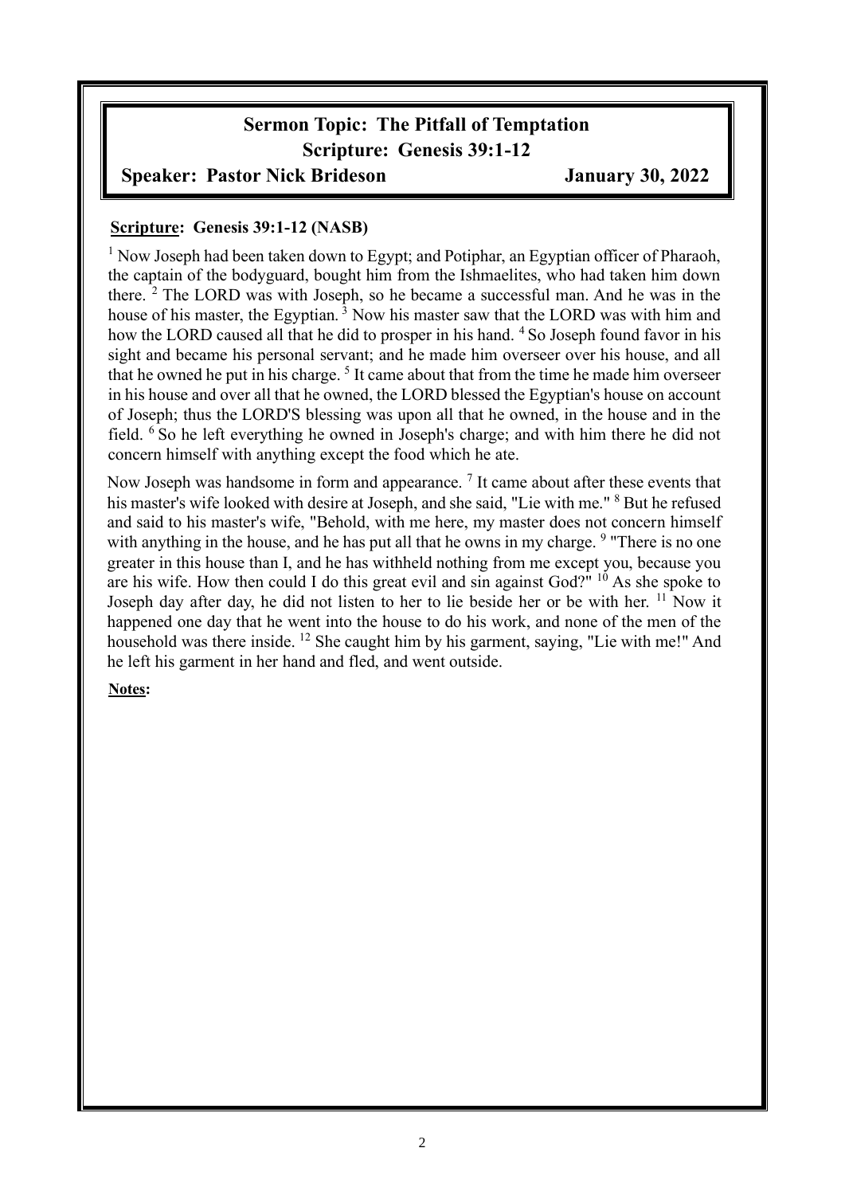**Sermon Topic: The Pitfall of Temptation**
**Scripture: Genesis 39:1-12**
**Speaker: Pastor Nick Brideson** **January 30, 2022**

**Scripture: Genesis 39:1-12 (NASB)**

[1] Now Joseph had been taken down to Egypt; and Potiphar, an Egyptian officer of Pharaoh, the captain of the bodyguard, bought him from the Ishmaelites, who had taken him down there. [2] The LORD was with Joseph, so he became a successful man. And he was in the house of his master, the Egyptian. [3] Now his master saw that the LORD was with him and how the LORD caused all that he did to prosper in his hand. [4] So Joseph found favor in his sight and became his personal servant; and he made him overseer over his house, and all that he owned he put in his charge. [5] It came about that from the time he made him overseer in his house and over all that he owned, the LORD blessed the Egyptian's house on account of Joseph; thus the LORD'S blessing was upon all that he owned, in the house and in the field. [6] So he left everything he owned in Joseph's charge; and with him there he did not concern himself with anything except the food which he ate.

Now Joseph was handsome in form and appearance. [7] It came about after these events that his master's wife looked with desire at Joseph, and she said, "Lie with me." [8] But he refused and said to his master's wife, "Behold, with me here, my master does not concern himself with anything in the house, and he has put all that he owns in my charge. [9] "There is no one greater in this house than I, and he has withheld nothing from me except you, because you are his wife. How then could I do this great evil and sin against God?" [10] As she spoke to Joseph day after day, he did not listen to her to lie beside her or be with her. [11] Now it happened one day that he went into the house to do his work, and none of the men of the household was there inside. [12] She caught him by his garment, saying, "Lie with me!" And he left his garment in her hand and fled, and went outside.

**Notes:**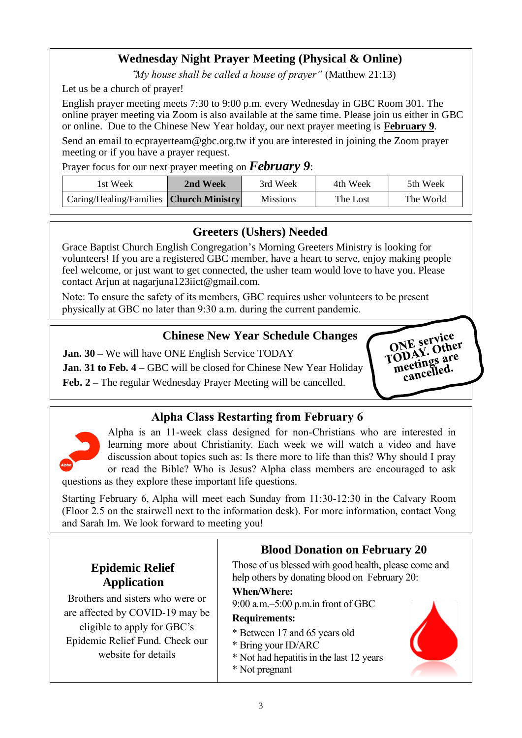## Wednesday Night Prayer Meeting (Physical & Online)

*"My house shall be called a house of prayer"* (Matthew 21:13)

Let us be a church of prayer!

English prayer meeting meets 7:30 to 9:00 p.m. every Wednesday in GBC Room 301. The online prayer meeting via Zoom is also available at the same time. Please join us either in GBC or online. Due to the Chinese New Year holday, our next prayer meeting is **February 9**.

Send an email to ecprayerteam@gbc.org.tw if you are interested in joining the Zoom prayer meeting or if you have a prayer request.

Prayer focus for our next prayer meeting on ***February 9***:

| 1st Week | **2nd Week** | 3rd Week | 4th Week | 5th Week |
|---|---|---|---|---|
| Caring/Healing/Families | **Church Ministry** | Missions | The Lost | The World |

## Greeters (Ushers) Needed

Grace Baptist Church English Congregation's Morning Greeters Ministry is looking for volunteers! If you are a registered GBC member, have a heart to serve, enjoy making people feel welcome, or just want to get connected, the usher team would love to have you. Please contact Arjun at nagarjuna123iict@gmail.com.

Note: To ensure the safety of its members, GBC requires usher volunteers to be present physically at GBC no later than 9:30 a.m. during the current pandemic.

## Chinese New Year Schedule Changes

**Jan. 30 –** We will have ONE English Service TODAY

**Jan. 31 to Feb. 4 –** GBC will be closed for Chinese New Year Holiday

**Feb. 2 –** The regular Wednesday Prayer Meeting will be cancelled.

**ONE service TODAY. Other meetings are cancelled.**

## Alpha Class Restarting from February 6

Alpha is an 11-week class designed for non-Christians who are interested in learning more about Christianity. Each week we will watch a video and have discussion about topics such as: Is there more to life than this? Why should I pray or read the Bible? Who is Jesus? Alpha class members are encouraged to ask questions as they explore these important life questions.

Starting February 6, Alpha will meet each Sunday from 11:30-12:30 in the Calvary Room (Floor 2.5 on the stairwell next to the information desk). For more information, contact Vong and Sarah Im. We look forward to meeting you!

## Epidemic Relief Application

Brothers and sisters who were or are affected by COVID-19 may be eligible to apply for GBC's Epidemic Relief Fund. Check our website for details

## Blood Donation on February 20

Those of us blessed with good health, please come and help others by donating blood on February 20:

**When/Where:**

9:00 a.m.–5:00 p.m.in front of GBC

**Requirements:**

* Between 17 and 65 years old
* Bring your ID/ARC
* Not had hepatitis in the last 12 years
* Not pregnant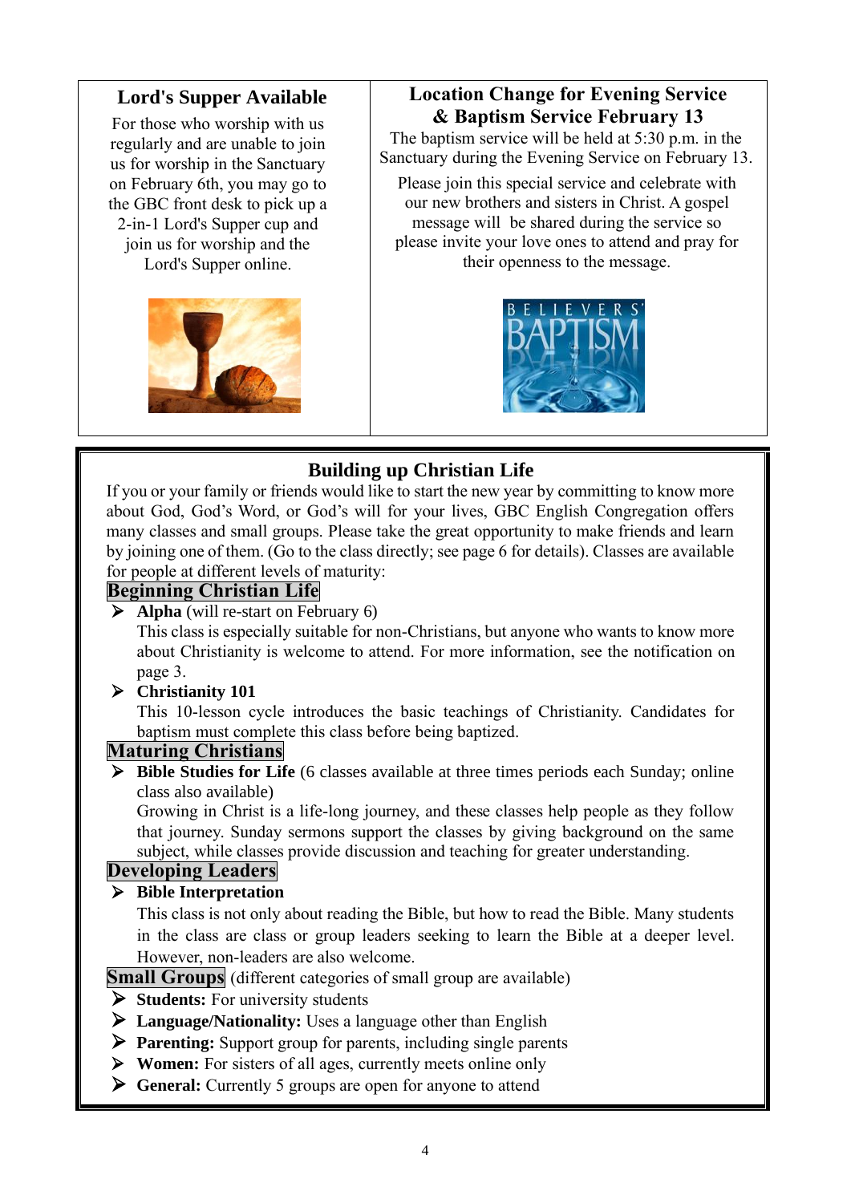## Lord's Supper Available

For those who worship with us regularly and are unable to join us for worship in the Sanctuary on February 6th, you may go to the GBC front desk to pick up a 2-in-1 Lord's Supper cup and join us for worship and the Lord's Supper online.

## Location Change for Evening Service & Baptism Service February 13

The baptism service will be held at 5:30 p.m. in the Sanctuary during the Evening Service on February 13.

Please join this special service and celebrate with our new brothers and sisters in Christ. A gospel message will be shared during the service so please invite your love ones to attend and pray for their openness to the message.

## Building up Christian Life

If you or your family or friends would like to start the new year by committing to know more about God, God's Word, or God's will for your lives, GBC English Congregation offers many classes and small groups. Please take the great opportunity to make friends and learn by joining one of them. (Go to the class directly; see page 6 for details). Classes are available for people at different levels of maturity:

### Beginning Christian Life

- **Alpha** (will re-start on February 6)
  This class is especially suitable for non-Christians, but anyone who wants to know more about Christianity is welcome to attend. For more information, see the notification on page 3.
- **Christianity 101**
  This 10-lesson cycle introduces the basic teachings of Christianity. Candidates for baptism must complete this class before being baptized.

### Maturing Christians

- **Bible Studies for Life** (6 classes available at three times periods each Sunday; online class also available)
  Growing in Christ is a life-long journey, and these classes help people as they follow that journey. Sunday sermons support the classes by giving background on the same subject, while classes provide discussion and teaching for greater understanding.

### Developing Leaders

- **Bible Interpretation**
  This class is not only about reading the Bible, but how to read the Bible. Many students in the class are class or group leaders seeking to learn the Bible at a deeper level. However, non-leaders are also welcome.

### Small Groups (different categories of small group are available)

- **Students:** For university students
- **Language/Nationality:** Uses a language other than English
- **Parenting:** Support group for parents, including single parents
- **Women:** For sisters of all ages, currently meets online only
- **General:** Currently 5 groups are open for anyone to attend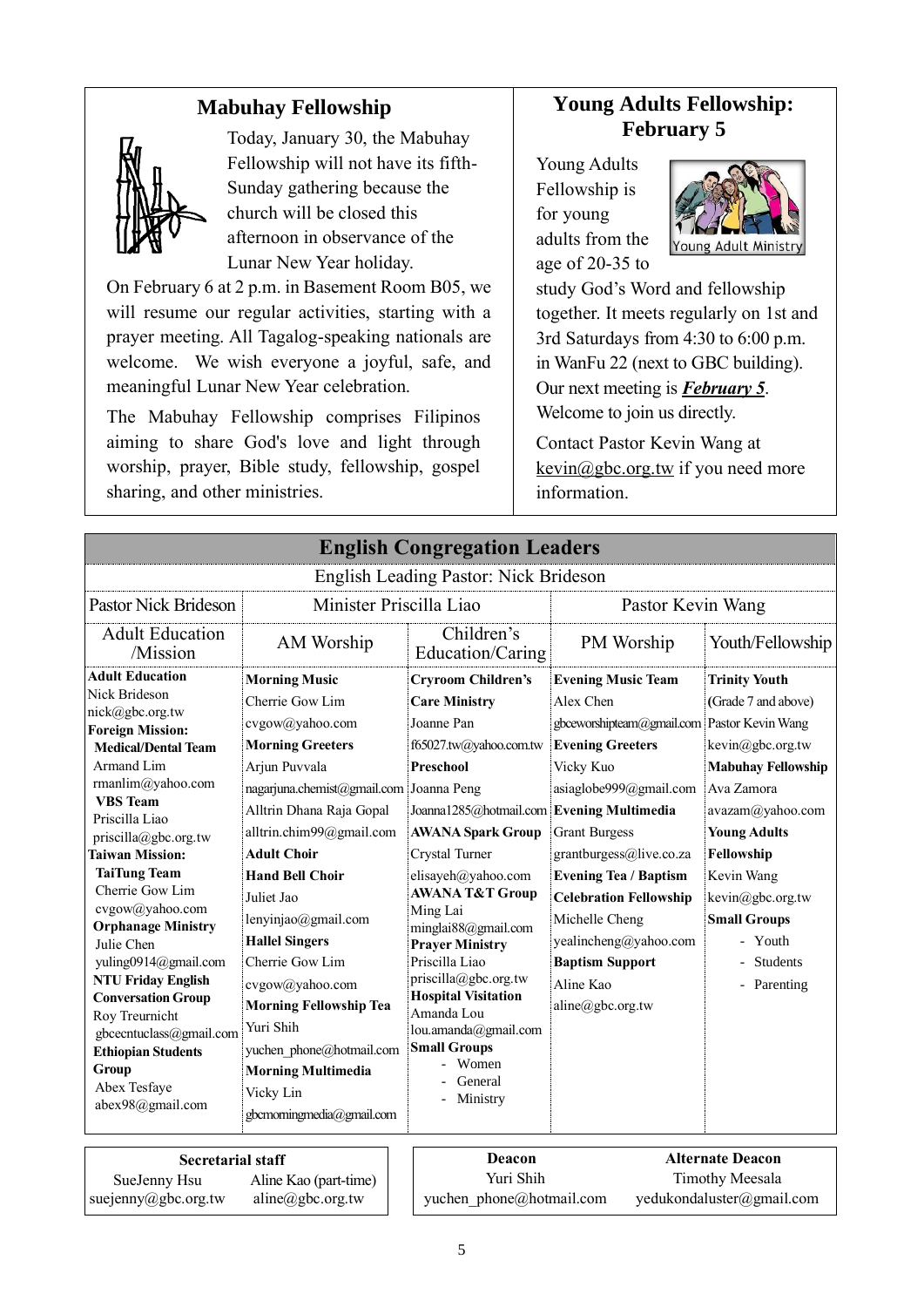## Mabuhay Fellowship

Today, January 30, the Mabuhay Fellowship will not have its fifth-Sunday gathering because the church will be closed this afternoon in observance of the Lunar New Year holiday.

On February 6 at 2 p.m. in Basement Room B05, we will resume our regular activities, starting with a prayer meeting. All Tagalog-speaking nationals are welcome. We wish everyone a joyful, safe, and meaningful Lunar New Year celebration.

The Mabuhay Fellowship comprises Filipinos aiming to share God's love and light through worship, prayer, Bible study, fellowship, gospel sharing, and other ministries.

## Young Adults Fellowship: February 5

Young Adults Fellowship is for young adults from the age of 20-35 to study God's Word and fellowship together. It meets regularly on 1st and 3rd Saturdays from 4:30 to 6:00 p.m. in WanFu 22 (next to GBC building). Our next meeting is ***February 5***. Welcome to join us directly.

Contact Pastor Kevin Wang at kevin@gbc.org.tw if you need more information.

## English Congregation Leaders

English Leading Pastor: Nick Brideson

| Pastor Nick Brideson | Minister Priscilla Liao | | Pastor Kevin Wang | |
|---|---|---|---|---|
| Adult Education /Mission | AM Worship | Children's Education/Caring | PM Worship | Youth/Fellowship |
| **Adult Education**<br>Nick Brideson<br>nick@gbc.org.tw<br>**Foreign Mission:**<br>**Medical/Dental Team**<br>Armand Lim<br>rmanlim@yahoo.com<br>**VBS Team**<br>Priscilla Liao<br>priscilla@gbc.org.tw<br>**Taiwan Mission:**<br>**TaiTung Team**<br>Cherrie Gow Lim<br>cvgow@yahoo.com<br>**Orphanage Ministry**<br>Julie Chen<br>yuling0914@gmail.com<br>**NTU Friday English Conversation Group**<br>Roy Treurnicht<br>gbcecntuclass@gmail.com<br>**Ethiopian Students Group**<br>Abex Tesfaye<br>abex98@gmail.com | **Morning Music**<br>Cherrie Gow Lim<br>cvgow@yahoo.com<br>**Morning Greeters**<br>Arjun Puvvala<br>nagarjuna.chemist@gmail.com<br>Alltrin Dhana Raja Gopal<br>alltrin.chim99@gmail.com<br>**Adult Choir**<br>**Hand Bell Choir**<br>Juliet Jao<br>lenyinjao@gmail.com<br>**Hallel Singers**<br>Cherrie Gow Lim<br>cvgow@yahoo.com<br>**Morning Fellowship Tea**<br>Yuri Shih<br>yuchen_phone@hotmail.com<br>**Morning Multimedia**<br>Vicky Lin<br>gbcmorningmedia@gmail.com | **Cryroom Children's Care Ministry**<br>Joanne Pan<br>f65027.tw@yahoo.com.tw<br>**Preschool**<br>Joanna Peng<br>Joanna1285@hotmail.com<br>**AWANA Spark Group**<br>Crystal Turner<br>elisayeh@yahoo.com<br>**AWANA T&T Group**<br>Ming Lai<br>minglai88@gmail.com<br>**Prayer Ministry**<br>Priscilla Liao<br>priscilla@gbc.org.tw<br>**Hospital Visitation**<br>Amanda Lou<br>lou.amanda@gmail.com<br>**Small Groups**<br>- Women<br>- General<br>- Ministry | **Evening Music Team**<br>Alex Chen<br>gbceworshipteam@gmail.com<br>**Evening Greeters**<br>Vicky Kuo<br>asiaglobe999@gmail.com<br>**Evening Multimedia**<br>Grant Burgess<br>grantburgess@live.co.za<br>**Evening Tea / Baptism Celebration Fellowship**<br>Michelle Cheng<br>yealincheng@yahoo.com<br>**Baptism Support**<br>Aline Kao<br>aline@gbc.org.tw | **Trinity Youth**<br>(Grade 7 and above)<br>Pastor Kevin Wang<br>kevin@gbc.org.tw<br>**Mabuhay Fellowship**<br>Ava Zamora<br>avazam@yahoo.com<br>**Young Adults Fellowship**<br>Kevin Wang<br>kevin@gbc.org.tw<br>**Small Groups**<br>- Youth<br>- Students<br>- Parenting |

| **Secretarial staff** | |
|---|---|
| SueJenny Hsu<br>suejenny@gbc.org.tw | Aline Kao (part-time)<br>aline@gbc.org.tw |

| **Deacon** | **Alternate Deacon** |
|---|---|
| Yuri Shih<br>yuchen_phone@hotmail.com | Timothy Meesala<br>yedukondaluster@gmail.com |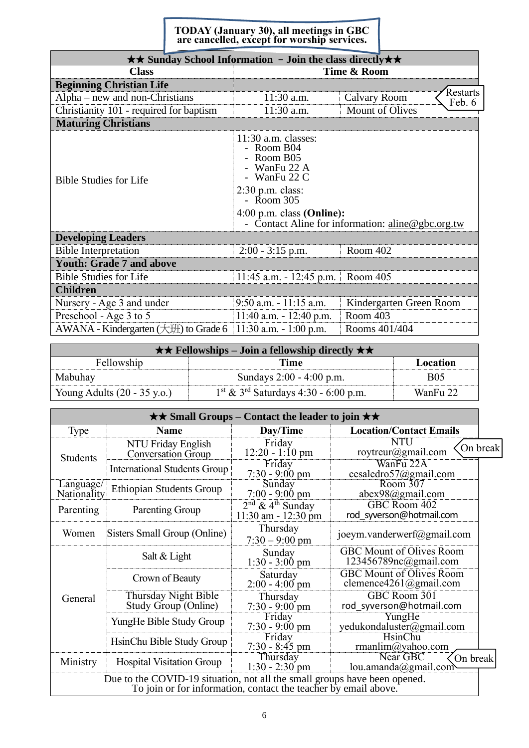**TODAY (January 30), all meetings in GBC are cancelled, except for worship services.**

| ★★ Sunday School Information – Join the class directly★★ | | |
|---|---|---|
| **Class** | **Time & Room** | |
| **Beginning Christian Life** | | |
| Alpha – new and non-Christians | 11:30 a.m. | Calvary Room (Restarts Feb. 6) |
| Christianity 101 - required for baptism | 11:30 a.m. | Mount of Olives |
| **Maturing Christians** | | |
| Bible Studies for Life | 11:30 a.m. classes: - Room B04 - Room B05 - WanFu 22 A - WanFu 22 C; 2:30 p.m. class: - Room 305; 4:00 p.m. class **(Online):** - Contact Aline for information: aline@gbc.org.tw | |
| **Developing Leaders** | | |
| Bible Interpretation | 2:00 - 3:15 p.m. | Room 402 |
| **Youth: Grade 7 and above** | | |
| Bible Studies for Life | 11:45 a.m. - 12:45 p.m. | Room 405 |
| **Children** | | |
| Nursery - Age 3 and under | 9:50 a.m. - 11:15 a.m. | Kindergarten Green Room |
| Preschool - Age 3 to 5 | 11:40 a.m. - 12:40 p.m. | Room 403 |
| AWANA - Kindergarten (大班) to Grade 6 | 11:30 a.m. - 1:00 p.m. | Rooms 401/404 |

| ★★ Fellowships – Join a fellowship directly ★★ | | |
|---|---|---|
| Fellowship | **Time** | **Location** |
| Mabuhay | Sundays 2:00 - 4:00 p.m. | B05 |
| Young Adults (20 - 35 y.o.) | 1st & 3rd Saturdays 4:30 - 6:00 p.m. | WanFu 22 |

| ★★ Small Groups – Contact the leader to join ★★ | | | |
|---|---|---|---|
| Type | **Name** | **Day/Time** | **Location/Contact Emails** |
| Students | NTU Friday English Conversation Group | Friday 12:20 - 1:10 pm | NTU roytreur@gmail.com (On break) |
| | International Students Group | Friday 7:30 - 9:00 pm | WanFu 22A cesaledro57@gmail.com |
| Language/ Nationality | Ethiopian Students Group | Sunday 7:00 - 9:00 pm | Room 307 abex98@gmail.com |
| Parenting | Parenting Group | 2nd & 4th Sunday 11:30 am - 12:30 pm | GBC Room 402 rod_syverson@hotmail.com |
| Women | Sisters Small Group (Online) | Thursday 7:30 – 9:00 pm | joeym.vanderwerf@gmail.com |
| General | Salt & Light | Sunday 1:30 - 3:00 pm | GBC Mount of Olives Room 123456789nc@gmail.com |
| | Crown of Beauty | Saturday 2:00 - 4:00 pm | GBC Mount of Olives Room clemence4261@gmail.com |
| | Thursday Night Bible Study Group (Online) | Thursday 7:30 - 9:00 pm | GBC Room 301 rod_syverson@hotmail.com |
| | YungHe Bible Study Group | Friday 7:30 - 9:00 pm | YungHe yedukondaluster@gmail.com |
| | HsinChu Bible Study Group | Friday 7:30 - 8:45 pm | HsinChu rmanlim@yahoo.com |
| Ministry | Hospital Visitation Group | Thursday 1:30 - 2:30 pm | Near GBC lou.amanda@gmail.com (On break) |
| Due to the COVID-19 situation, not all the small groups have been opened. To join or for information, contact the teacher by email above. | | | |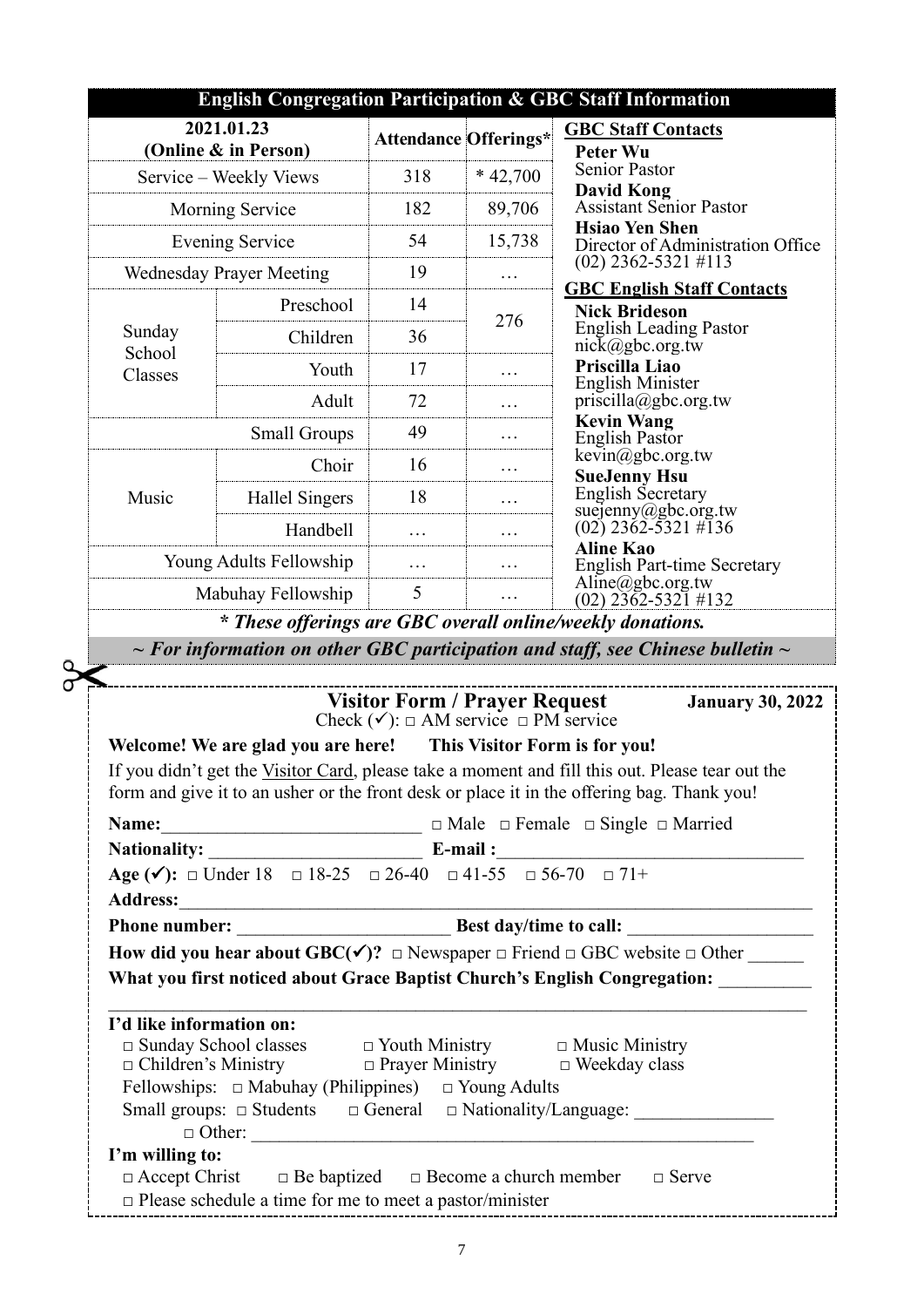## English Congregation Participation & GBC Staff Information

| 2021.01.23 (Online & in Person) | | Attendance | Offerings* |
|---|---|---|---|
| Service – Weekly Views | | 318 | * 42,700 |
| Morning Service | | 182 | 89,706 |
| Evening Service | | 54 | 15,738 |
| Wednesday Prayer Meeting | | 19 | … |
| Sunday School Classes | Preschool | 14 | 276 |
| | Children | 36 | |
| | Youth | 17 | … |
| | Adult | 72 | … |
| Small Groups | | 49 | … |
| Music | Choir | 16 | … |
| | Hallel Singers | 18 | … |
| | Handbell | … | … |
| Young Adults Fellowship | | … | … |
| Mabuhay Fellowship | | 5 | … |

**GBC Staff Contacts**

**Peter Wu**
Senior Pastor

**David Kong**
Assistant Senior Pastor

**Hsiao Yen Shen**
Director of Administration Office
(02) 2362-5321 #113

**GBC English Staff Contacts**

**Nick Brideson**
English Leading Pastor
nick@gbc.org.tw

**Priscilla Liao**
English Minister
priscilla@gbc.org.tw

**Kevin Wang**
English Pastor
kevin@gbc.org.tw

**SueJenny Hsu**
English Secretary
suejenny@gbc.org.tw
(02) 2362-5321 #136

**Aline Kao**
English Part-time Secretary
Aline@gbc.org.tw
(02) 2362-5321 #132

***\* These offerings are GBC overall online/weekly donations.***

***~ For information on other GBC participation and staff, see Chinese bulletin ~***

---

### Visitor Form / Prayer Request

**January 30, 2022**

Check (✓): □ AM service □ PM service

**Welcome! We are glad you are here! This Visitor Form is for you!**

If you didn't get the Visitor Card, please take a moment and fill this out. Please tear out the form and give it to an usher or the front desk or place it in the offering bag. Thank you!

**Name:**____________________________ □ Male □ Female □ Single □ Married

**Nationality:** _______________________ **E-mail :**________________________________

**Age (✓):** □ Under 18 □ 18-25 □ 26-40 □ 41-55 □ 56-70 □ 71+

**Address:**_____________________________________________________________________

**Phone number:** _______________________ **Best day/time to call:** ___________________

**How did you hear about GBC(✓)?** □ Newspaper □ Friend □ GBC website □ Other ______

**What you first noticed about Grace Baptist Church's English Congregation:** __________

_____________________________________________________________________________

**I'd like information on:**

□ Sunday School classes □ Youth Ministry □ Music Ministry
□ Children's Ministry □ Prayer Ministry □ Weekday class

Fellowships: □ Mabuhay (Philippines) □ Young Adults

Small groups: □ Students □ General □ Nationality/Language: _______________

□ Other: _______________________________________________________

**I'm willing to:**

□ Accept Christ □ Be baptized □ Become a church member □ Serve

□ Please schedule a time for me to meet a pastor/minister